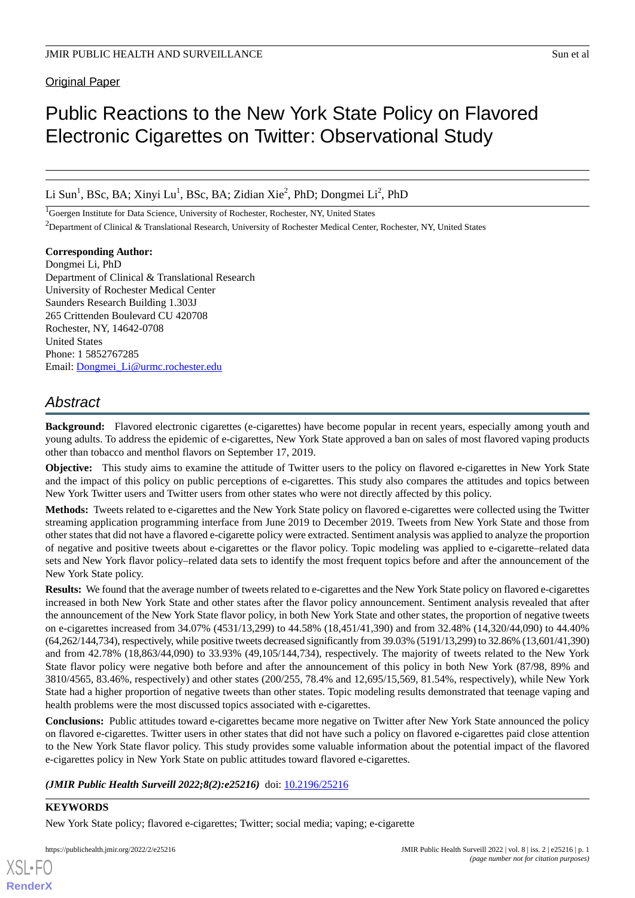Original Paper

# Public Reactions to the New York State Policy on Flavored Electronic Cigarettes on Twitter: Observational Study

Li Sun[1], BSc, BA; Xinyi Lu[1], BSc, BA; Zidian Xie[2], PhD; Dongmei Li[2], PhD

[1]Goergen Institute for Data Science, University of Rochester, Rochester, NY, United States

[2]Department of Clinical & Translational Research, University of Rochester Medical Center, Rochester, NY, United States

**Corresponding Author:**
Dongmei Li, PhD
Department of Clinical & Translational Research
University of Rochester Medical Center
Saunders Research Building 1.303J
265 Crittenden Boulevard CU 420708
Rochester, NY, 14642-0708
United States
Phone: 1 5852767285
Email: Dongmei_Li@urmc.rochester.edu

## *Abstract*

**Background:** Flavored electronic cigarettes (e-cigarettes) have become popular in recent years, especially among youth and young adults. To address the epidemic of e-cigarettes, New York State approved a ban on sales of most flavored vaping products other than tobacco and menthol flavors on September 17, 2019.

**Objective:** This study aims to examine the attitude of Twitter users to the policy on flavored e-cigarettes in New York State and the impact of this policy on public perceptions of e-cigarettes. This study also compares the attitudes and topics between New York Twitter users and Twitter users from other states who were not directly affected by this policy.

**Methods:** Tweets related to e-cigarettes and the New York State policy on flavored e-cigarettes were collected using the Twitter streaming application programming interface from June 2019 to December 2019. Tweets from New York State and those from other states that did not have a flavored e-cigarette policy were extracted. Sentiment analysis was applied to analyze the proportion of negative and positive tweets about e-cigarettes or the flavor policy. Topic modeling was applied to e-cigarette–related data sets and New York flavor policy–related data sets to identify the most frequent topics before and after the announcement of the New York State policy.

**Results:** We found that the average number of tweets related to e-cigarettes and the New York State policy on flavored e-cigarettes increased in both New York State and other states after the flavor policy announcement. Sentiment analysis revealed that after the announcement of the New York State flavor policy, in both New York State and other states, the proportion of negative tweets on e-cigarettes increased from 34.07% (4531/13,299) to 44.58% (18,451/41,390) and from 32.48% (14,320/44,090) to 44.40% (64,262/144,734), respectively, while positive tweets decreased significantly from 39.03% (5191/13,299) to 32.86% (13,601/41,390) and from 42.78% (18,863/44,090) to 33.93% (49,105/144,734), respectively. The majority of tweets related to the New York State flavor policy were negative both before and after the announcement of this policy in both New York (87/98, 89% and 3810/4565, 83.46%, respectively) and other states (200/255, 78.4% and 12,695/15,569, 81.54%, respectively), while New York State had a higher proportion of negative tweets than other states. Topic modeling results demonstrated that teenage vaping and health problems were the most discussed topics associated with e-cigarettes.

**Conclusions:** Public attitudes toward e-cigarettes became more negative on Twitter after New York State announced the policy on flavored e-cigarettes. Twitter users in other states that did not have such a policy on flavored e-cigarettes paid close attention to the New York State flavor policy. This study provides some valuable information about the potential impact of the flavored e-cigarettes policy in New York State on public attitudes toward flavored e-cigarettes.

***(JMIR Public Health Surveill 2022;8(2):e25216)*** doi: 10.2196/25216

**KEYWORDS**

New York State policy; flavored e-cigarettes; Twitter; social media; vaping; e-cigarette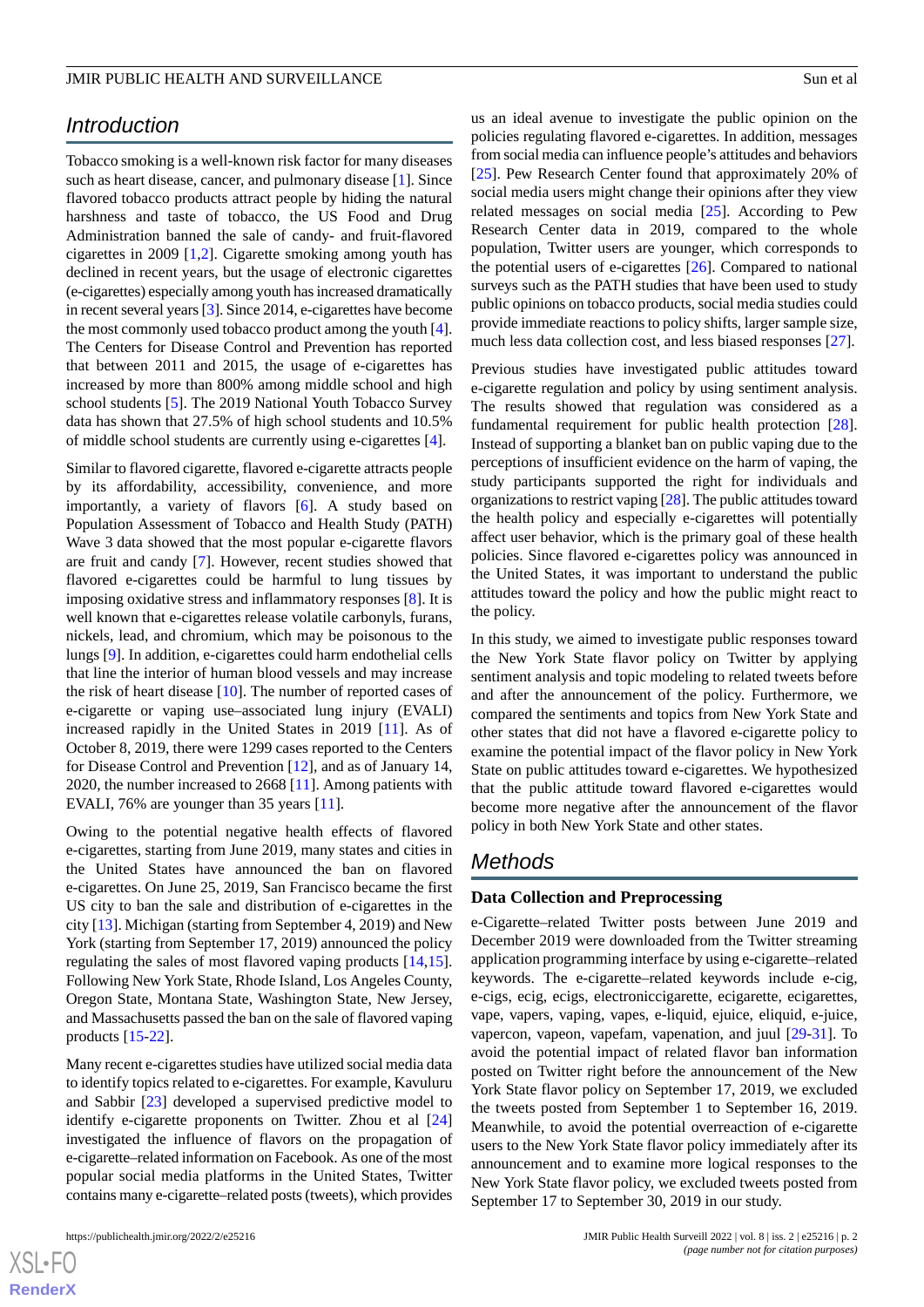## Introduction

Tobacco smoking is a well-known risk factor for many diseases such as heart disease, cancer, and pulmonary disease [1]. Since flavored tobacco products attract people by hiding the natural harshness and taste of tobacco, the US Food and Drug Administration banned the sale of candy- and fruit-flavored cigarettes in 2009 [1,2]. Cigarette smoking among youth has declined in recent years, but the usage of electronic cigarettes (e-cigarettes) especially among youth has increased dramatically in recent several years [3]. Since 2014, e-cigarettes have become the most commonly used tobacco product among the youth [4]. The Centers for Disease Control and Prevention has reported that between 2011 and 2015, the usage of e-cigarettes has increased by more than 800% among middle school and high school students [5]. The 2019 National Youth Tobacco Survey data has shown that 27.5% of high school students and 10.5% of middle school students are currently using e-cigarettes [4].

Similar to flavored cigarette, flavored e-cigarette attracts people by its affordability, accessibility, convenience, and more importantly, a variety of flavors [6]. A study based on Population Assessment of Tobacco and Health Study (PATH) Wave 3 data showed that the most popular e-cigarette flavors are fruit and candy [7]. However, recent studies showed that flavored e-cigarettes could be harmful to lung tissues by imposing oxidative stress and inflammatory responses [8]. It is well known that e-cigarettes release volatile carbonyls, furans, nickels, lead, and chromium, which may be poisonous to the lungs [9]. In addition, e-cigarettes could harm endothelial cells that line the interior of human blood vessels and may increase the risk of heart disease [10]. The number of reported cases of e-cigarette or vaping use–associated lung injury (EVALI) increased rapidly in the United States in 2019 [11]. As of October 8, 2019, there were 1299 cases reported to the Centers for Disease Control and Prevention [12], and as of January 14, 2020, the number increased to 2668 [11]. Among patients with EVALI, 76% are younger than 35 years [11].

Owing to the potential negative health effects of flavored e-cigarettes, starting from June 2019, many states and cities in the United States have announced the ban on flavored e-cigarettes. On June 25, 2019, San Francisco became the first US city to ban the sale and distribution of e-cigarettes in the city [13]. Michigan (starting from September 4, 2019) and New York (starting from September 17, 2019) announced the policy regulating the sales of most flavored vaping products [14,15]. Following New York State, Rhode Island, Los Angeles County, Oregon State, Montana State, Washington State, New Jersey, and Massachusetts passed the ban on the sale of flavored vaping products [15-22].

Many recent e-cigarettes studies have utilized social media data to identify topics related to e-cigarettes. For example, Kavuluru and Sabbir [23] developed a supervised predictive model to identify e-cigarette proponents on Twitter. Zhou et al [24] investigated the influence of flavors on the propagation of e-cigarette–related information on Facebook. As one of the most popular social media platforms in the United States, Twitter contains many e-cigarette–related posts (tweets), which provides us an ideal avenue to investigate the public opinion on the policies regulating flavored e-cigarettes. In addition, messages from social media can influence people's attitudes and behaviors [25]. Pew Research Center found that approximately 20% of social media users might change their opinions after they view related messages on social media [25]. According to Pew Research Center data in 2019, compared to the whole population, Twitter users are younger, which corresponds to the potential users of e-cigarettes [26]. Compared to national surveys such as the PATH studies that have been used to study public opinions on tobacco products, social media studies could provide immediate reactions to policy shifts, larger sample size, much less data collection cost, and less biased responses [27].

Previous studies have investigated public attitudes toward e-cigarette regulation and policy by using sentiment analysis. The results showed that regulation was considered as a fundamental requirement for public health protection [28]. Instead of supporting a blanket ban on public vaping due to the perceptions of insufficient evidence on the harm of vaping, the study participants supported the right for individuals and organizations to restrict vaping [28]. The public attitudes toward the health policy and especially e-cigarettes will potentially affect user behavior, which is the primary goal of these health policies. Since flavored e-cigarettes policy was announced in the United States, it was important to understand the public attitudes toward the policy and how the public might react to the policy.

In this study, we aimed to investigate public responses toward the New York State flavor policy on Twitter by applying sentiment analysis and topic modeling to related tweets before and after the announcement of the policy. Furthermore, we compared the sentiments and topics from New York State and other states that did not have a flavored e-cigarette policy to examine the potential impact of the flavor policy in New York State on public attitudes toward e-cigarettes. We hypothesized that the public attitude toward flavored e-cigarettes would become more negative after the announcement of the flavor policy in both New York State and other states.

## Methods

### Data Collection and Preprocessing

e-Cigarette–related Twitter posts between June 2019 and December 2019 were downloaded from the Twitter streaming application programming interface by using e-cigarette–related keywords. The e-cigarette–related keywords include e-cig, e-cigs, ecig, ecigs, electroniccigarette, ecigarette, ecigarettes, vape, vapers, vaping, vapes, e-liquid, ejuice, eliquid, e-juice, vapercon, vapeon, vapefam, vapenation, and juul [29-31]. To avoid the potential impact of related flavor ban information posted on Twitter right before the announcement of the New York State flavor policy on September 17, 2019, we excluded the tweets posted from September 1 to September 16, 2019. Meanwhile, to avoid the potential overreaction of e-cigarette users to the New York State flavor policy immediately after its announcement and to examine more logical responses to the New York State flavor policy, we excluded tweets posted from September 17 to September 30, 2019 in our study.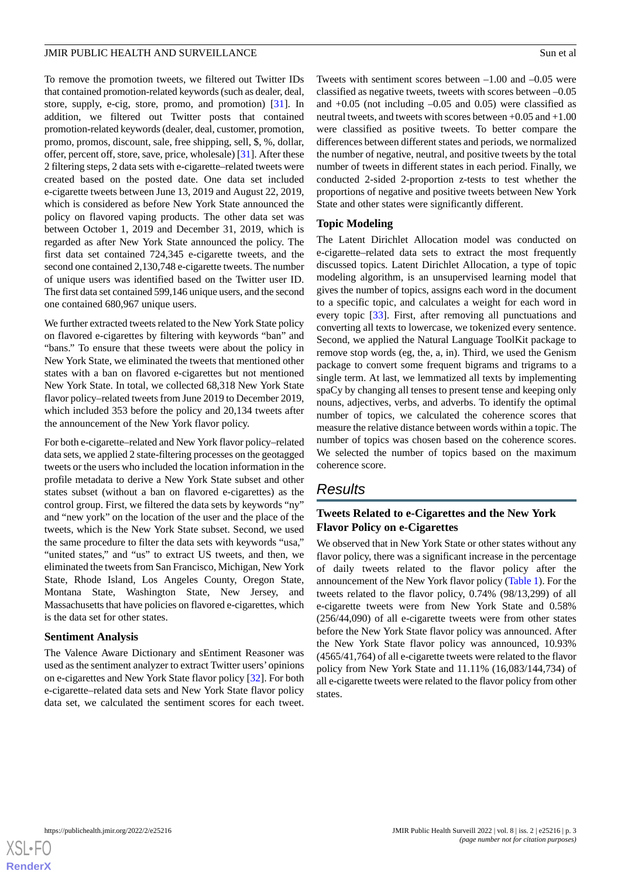To remove the promotion tweets, we filtered out Twitter IDs that contained promotion-related keywords (such as dealer, deal, store, supply, e-cig, store, promo, and promotion) [31]. In addition, we filtered out Twitter posts that contained promotion-related keywords (dealer, deal, customer, promotion, promo, promos, discount, sale, free shipping, sell, $, %, dollar, offer, percent off, store, save, price, wholesale) [31]. After these 2 filtering steps, 2 data sets with e-cigarette–related tweets were created based on the posted date. One data set included e-cigarette tweets between June 13, 2019 and August 22, 2019, which is considered as before New York State announced the policy on flavored vaping products. The other data set was between October 1, 2019 and December 31, 2019, which is regarded as after New York State announced the policy. The first data set contained 724,345 e-cigarette tweets, and the second one contained 2,130,748 e-cigarette tweets. The number of unique users was identified based on the Twitter user ID. The first data set contained 599,146 unique users, and the second one contained 680,967 unique users.

We further extracted tweets related to the New York State policy on flavored e-cigarettes by filtering with keywords "ban" and "bans." To ensure that these tweets were about the policy in New York State, we eliminated the tweets that mentioned other states with a ban on flavored e-cigarettes but not mentioned New York State. In total, we collected 68,318 New York State flavor policy–related tweets from June 2019 to December 2019, which included 353 before the policy and 20,134 tweets after the announcement of the New York flavor policy.

For both e-cigarette–related and New York flavor policy–related data sets, we applied 2 state-filtering processes on the geotagged tweets or the users who included the location information in the profile metadata to derive a New York State subset and other states subset (without a ban on flavored e-cigarettes) as the control group. First, we filtered the data sets by keywords "ny" and "new york" on the location of the user and the place of the tweets, which is the New York State subset. Second, we used the same procedure to filter the data sets with keywords "usa," "united states," and "us" to extract US tweets, and then, we eliminated the tweets from San Francisco, Michigan, New York State, Rhode Island, Los Angeles County, Oregon State, Montana State, Washington State, New Jersey, and Massachusetts that have policies on flavored e-cigarettes, which is the data set for other states.

### Sentiment Analysis

The Valence Aware Dictionary and sEntiment Reasoner was used as the sentiment analyzer to extract Twitter users' opinions on e-cigarettes and New York State flavor policy [32]. For both e-cigarette–related data sets and New York State flavor policy data set, we calculated the sentiment scores for each tweet. Tweets with sentiment scores between –1.00 and –0.05 were classified as negative tweets, tweets with scores between –0.05 and +0.05 (not including –0.05 and 0.05) were classified as neutral tweets, and tweets with scores between +0.05 and +1.00 were classified as positive tweets. To better compare the differences between different states and periods, we normalized the number of negative, neutral, and positive tweets by the total number of tweets in different states in each period. Finally, we conducted 2-sided 2-proportion z-tests to test whether the proportions of negative and positive tweets between New York State and other states were significantly different.

### Topic Modeling

The Latent Dirichlet Allocation model was conducted on e-cigarette–related data sets to extract the most frequently discussed topics. Latent Dirichlet Allocation, a type of topic modeling algorithm, is an unsupervised learning model that gives the number of topics, assigns each word in the document to a specific topic, and calculates a weight for each word in every topic [33]. First, after removing all punctuations and converting all texts to lowercase, we tokenized every sentence. Second, we applied the Natural Language ToolKit package to remove stop words (eg, the, a, in). Third, we used the Genism package to convert some frequent bigrams and trigrams to a single term. At last, we lemmatized all texts by implementing spaCy by changing all tenses to present tense and keeping only nouns, adjectives, verbs, and adverbs. To identify the optimal number of topics, we calculated the coherence scores that measure the relative distance between words within a topic. The number of topics was chosen based on the coherence scores. We selected the number of topics based on the maximum coherence score.

## Results

### Tweets Related to e-Cigarettes and the New York Flavor Policy on e-Cigarettes

We observed that in New York State or other states without any flavor policy, there was a significant increase in the percentage of daily tweets related to the flavor policy after the announcement of the New York flavor policy (Table 1). For the tweets related to the flavor policy, 0.74% (98/13,299) of all e-cigarette tweets were from New York State and 0.58% (256/44,090) of all e-cigarette tweets were from other states before the New York State flavor policy was announced. After the New York State flavor policy was announced, 10.93% (4565/41,764) of all e-cigarette tweets were related to the flavor policy from New York State and 11.11% (16,083/144,734) of all e-cigarette tweets were related to the flavor policy from other states.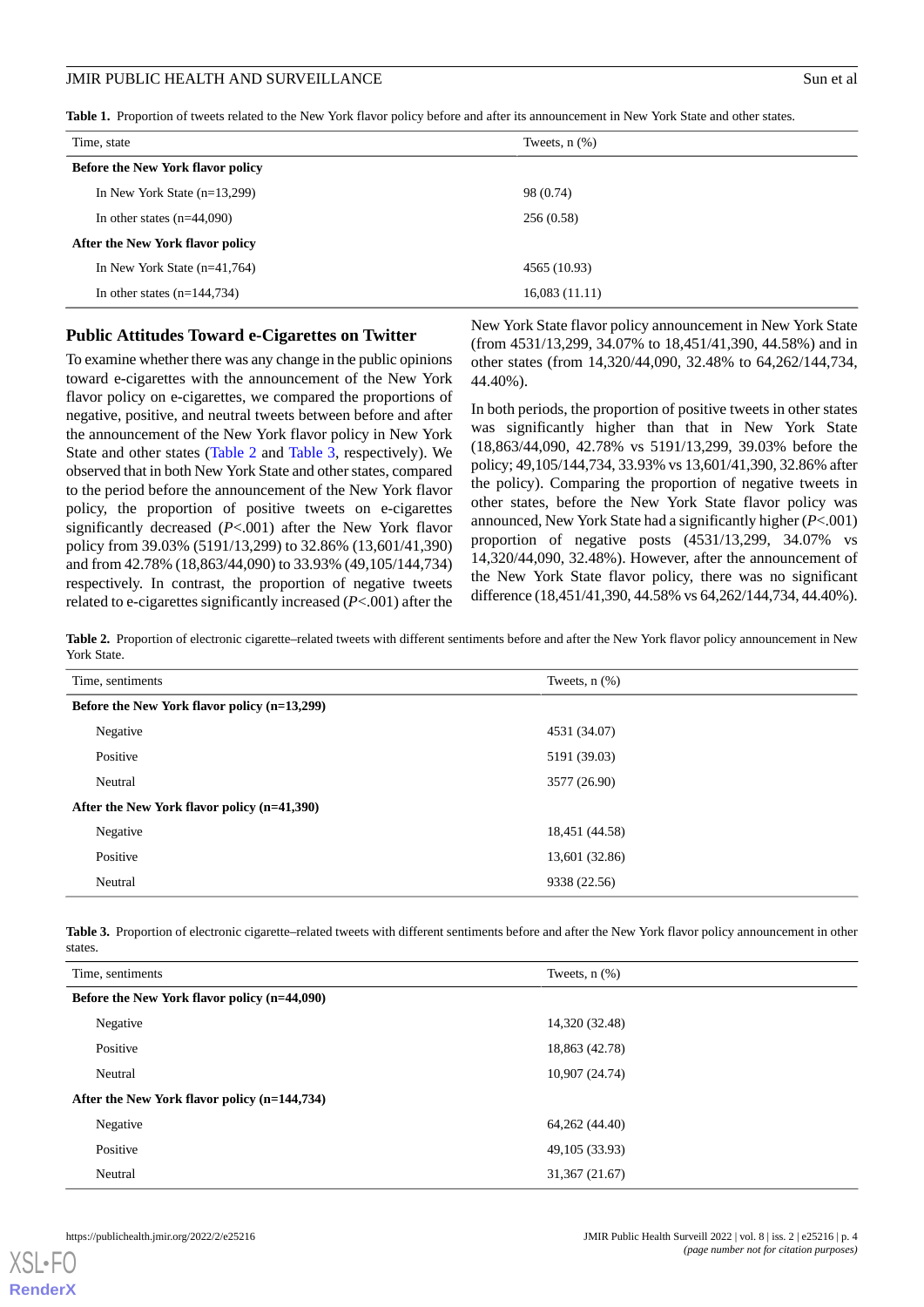**Table 1.** Proportion of tweets related to the New York flavor policy before and after its announcement in New York State and other states.

| Time, state | Tweets, n (%) |
|---|---|
| **Before the New York flavor policy** | |
| In New York State (n=13,299) | 98 (0.74) |
| In other states (n=44,090) | 256 (0.58) |
| **After the New York flavor policy** | |
| In New York State (n=41,764) | 4565 (10.93) |
| In other states (n=144,734) | 16,083 (11.11) |

## Public Attitudes Toward e-Cigarettes on Twitter

To examine whether there was any change in the public opinions toward e-cigarettes with the announcement of the New York flavor policy on e-cigarettes, we compared the proportions of negative, positive, and neutral tweets between before and after the announcement of the New York flavor policy in New York State and other states (Table 2 and Table 3, respectively). We observed that in both New York State and other states, compared to the period before the announcement of the New York flavor policy, the proportion of positive tweets on e-cigarettes significantly decreased ($P$<.001) after the New York flavor policy from 39.03% (5191/13,299) to 32.86% (13,601/41,390) and from 42.78% (18,863/44,090) to 33.93% (49,105/144,734) respectively. In contrast, the proportion of negative tweets related to e-cigarettes significantly increased ($P$<.001) after the New York State flavor policy announcement in New York State (from 4531/13,299, 34.07% to 18,451/41,390, 44.58%) and in other states (from 14,320/44,090, 32.48% to 64,262/144,734, 44.40%).

In both periods, the proportion of positive tweets in other states was significantly higher than that in New York State (18,863/44,090, 42.78% vs 5191/13,299, 39.03% before the policy; 49,105/144,734, 33.93% vs 13,601/41,390, 32.86% after the policy). Comparing the proportion of negative tweets in other states, before the New York State flavor policy was announced, New York State had a significantly higher ($P$<.001) proportion of negative posts (4531/13,299, 34.07% vs 14,320/44,090, 32.48%). However, after the announcement of the New York State flavor policy, there was no significant difference (18,451/41,390, 44.58% vs 64,262/144,734, 44.40%).

**Table 2.** Proportion of electronic cigarette–related tweets with different sentiments before and after the New York flavor policy announcement in New York State.

| Time, sentiments | Tweets, n (%) |
|---|---|
| **Before the New York flavor policy (n=13,299)** | |
| Negative | 4531 (34.07) |
| Positive | 5191 (39.03) |
| Neutral | 3577 (26.90) |
| **After the New York flavor policy (n=41,390)** | |
| Negative | 18,451 (44.58) |
| Positive | 13,601 (32.86) |
| Neutral | 9338 (22.56) |

**Table 3.** Proportion of electronic cigarette–related tweets with different sentiments before and after the New York flavor policy announcement in other states.

| Time, sentiments | Tweets, n (%) |
|---|---|
| **Before the New York flavor policy (n=44,090)** | |
| Negative | 14,320 (32.48) |
| Positive | 18,863 (42.78) |
| Neutral | 10,907 (24.74) |
| **After the New York flavor policy (n=144,734)** | |
| Negative | 64,262 (44.40) |
| Positive | 49,105 (33.93) |
| Neutral | 31,367 (21.67) |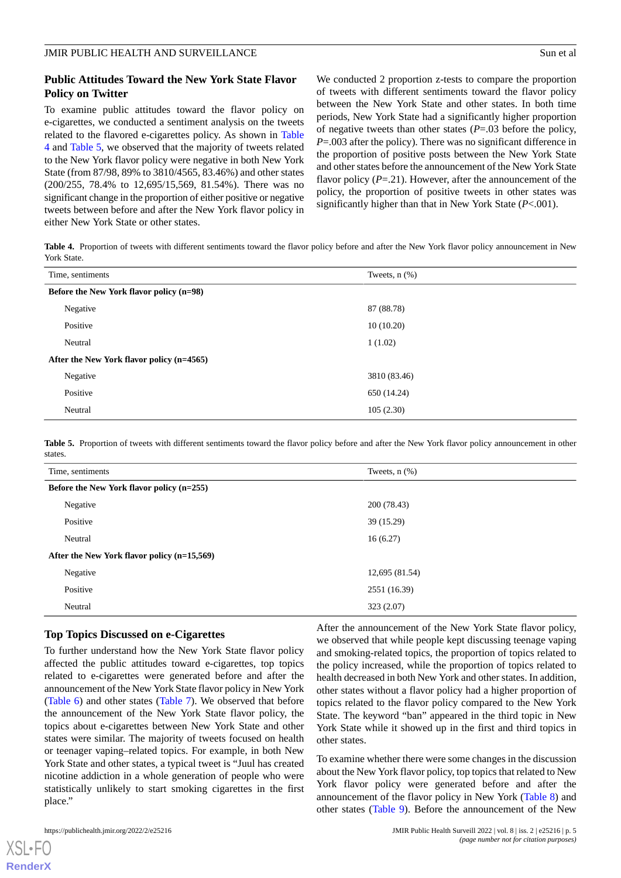### Public Attitudes Toward the New York State Flavor Policy on Twitter

To examine public attitudes toward the flavor policy on e-cigarettes, we conducted a sentiment analysis on the tweets related to the flavored e-cigarettes policy. As shown in Table 4 and Table 5, we observed that the majority of tweets related to the New York flavor policy were negative in both New York State (from 87/98, 89% to 3810/4565, 83.46%) and other states (200/255, 78.4% to 12,695/15,569, 81.54%). There was no significant change in the proportion of either positive or negative tweets between before and after the New York flavor policy in either New York State or other states.

We conducted 2 proportion z-tests to compare the proportion of tweets with different sentiments toward the flavor policy between the New York State and other states. In both time periods, New York State had a significantly higher proportion of negative tweets than other states (*P*=.03 before the policy, *P*=.003 after the policy). There was no significant difference in the proportion of positive posts between the New York State and other states before the announcement of the New York State flavor policy (*P*=.21). However, after the announcement of the policy, the proportion of positive tweets in other states was significantly higher than that in New York State (*P*<.001).

**Table 4.** Proportion of tweets with different sentiments toward the flavor policy before and after the New York flavor policy announcement in New York State.

| Time, sentiments | Tweets, n (%) |
|---|---|
| **Before the New York flavor policy (n=98)** | |
| Negative | 87 (88.78) |
| Positive | 10 (10.20) |
| Neutral | 1 (1.02) |
| **After the New York flavor policy (n=4565)** | |
| Negative | 3810 (83.46) |
| Positive | 650 (14.24) |
| Neutral | 105 (2.30) |

**Table 5.** Proportion of tweets with different sentiments toward the flavor policy before and after the New York flavor policy announcement in other states.

| Time, sentiments | Tweets, n (%) |
|---|---|
| **Before the New York flavor policy (n=255)** | |
| Negative | 200 (78.43) |
| Positive | 39 (15.29) |
| Neutral | 16 (6.27) |
| **After the New York flavor policy (n=15,569)** | |
| Negative | 12,695 (81.54) |
| Positive | 2551 (16.39) |
| Neutral | 323 (2.07) |

### Top Topics Discussed on e-Cigarettes

To further understand how the New York State flavor policy affected the public attitudes toward e-cigarettes, top topics related to e-cigarettes were generated before and after the announcement of the New York State flavor policy in New York (Table 6) and other states (Table 7). We observed that before the announcement of the New York State flavor policy, the topics about e-cigarettes between New York State and other states were similar. The majority of tweets focused on health or teenager vaping–related topics. For example, in both New York State and other states, a typical tweet is "Juul has created nicotine addiction in a whole generation of people who were statistically unlikely to start smoking cigarettes in the first place."

After the announcement of the New York State flavor policy, we observed that while people kept discussing teenage vaping and smoking-related topics, the proportion of topics related to the policy increased, while the proportion of topics related to health decreased in both New York and other states. In addition, other states without a flavor policy had a higher proportion of topics related to the flavor policy compared to the New York State. The keyword "ban" appeared in the third topic in New York State while it showed up in the first and third topics in other states.

To examine whether there were some changes in the discussion about the New York flavor policy, top topics that related to New York flavor policy were generated before and after the announcement of the flavor policy in New York (Table 8) and other states (Table 9). Before the announcement of the New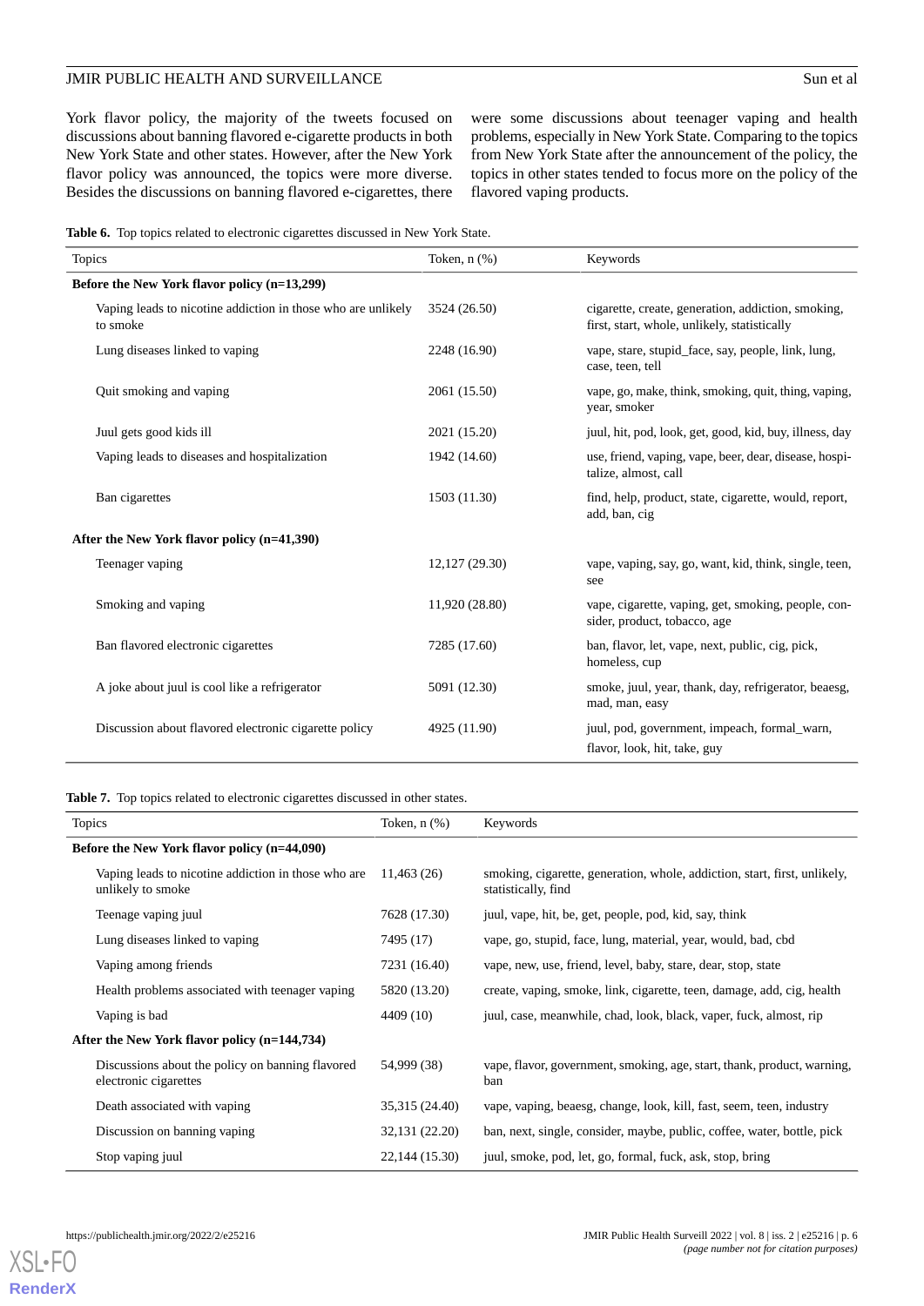York flavor policy, the majority of the tweets focused on discussions about banning flavored e-cigarette products in both New York State and other states. However, after the New York flavor policy was announced, the topics were more diverse. Besides the discussions on banning flavored e-cigarettes, there were some discussions about teenager vaping and health problems, especially in New York State. Comparing to the topics from New York State after the announcement of the policy, the topics in other states tended to focus more on the policy of the flavored vaping products.

**Table 6.** Top topics related to electronic cigarettes discussed in New York State.

| Topics | Token, n (%) | Keywords |
|---|---|---|
| **Before the New York flavor policy (n=13,299)** | | |
| Vaping leads to nicotine addiction in those who are unlikely to smoke | 3524 (26.50) | cigarette, create, generation, addiction, smoking, first, start, whole, unlikely, statistically |
| Lung diseases linked to vaping | 2248 (16.90) | vape, stare, stupid_face, say, people, link, lung, case, teen, tell |
| Quit smoking and vaping | 2061 (15.50) | vape, go, make, think, smoking, quit, thing, vaping, year, smoker |
| Juul gets good kids ill | 2021 (15.20) | juul, hit, pod, look, get, good, kid, buy, illness, day |
| Vaping leads to diseases and hospitalization | 1942 (14.60) | use, friend, vaping, vape, beer, dear, disease, hospitalize, almost, call |
| Ban cigarettes | 1503 (11.30) | find, help, product, state, cigarette, would, report, add, ban, cig |
| **After the New York flavor policy (n=41,390)** | | |
| Teenager vaping | 12,127 (29.30) | vape, vaping, say, go, want, kid, think, single, teen, see |
| Smoking and vaping | 11,920 (28.80) | vape, cigarette, vaping, get, smoking, people, consider, product, tobacco, age |
| Ban flavored electronic cigarettes | 7285 (17.60) | ban, flavor, let, vape, next, public, cig, pick, homeless, cup |
| A joke about juul is cool like a refrigerator | 5091 (12.30) | smoke, juul, year, thank, day, refrigerator, beaesg, mad, man, easy |
| Discussion about flavored electronic cigarette policy | 4925 (11.90) | juul, pod, government, impeach, formal_warn, flavor, look, hit, take, guy |

**Table 7.** Top topics related to electronic cigarettes discussed in other states.

| Topics | Token, n (%) | Keywords |
|---|---|---|
| **Before the New York flavor policy (n=44,090)** | | |
| Vaping leads to nicotine addiction in those who are unlikely to smoke | 11,463 (26) | smoking, cigarette, generation, whole, addiction, start, first, unlikely, statistically, find |
| Teenage vaping juul | 7628 (17.30) | juul, vape, hit, be, get, people, pod, kid, say, think |
| Lung diseases linked to vaping | 7495 (17) | vape, go, stupid, face, lung, material, year, would, bad, cbd |
| Vaping among friends | 7231 (16.40) | vape, new, use, friend, level, baby, stare, dear, stop, state |
| Health problems associated with teenager vaping | 5820 (13.20) | create, vaping, smoke, link, cigarette, teen, damage, add, cig, health |
| Vaping is bad | 4409 (10) | juul, case, meanwhile, chad, look, black, vaper, fuck, almost, rip |
| **After the New York flavor policy (n=144,734)** | | |
| Discussions about the policy on banning flavored electronic cigarettes | 54,999 (38) | vape, flavor, government, smoking, age, start, thank, product, warning, ban |
| Death associated with vaping | 35,315 (24.40) | vape, vaping, beaesg, change, look, kill, fast, seem, teen, industry |
| Discussion on banning vaping | 32,131 (22.20) | ban, next, single, consider, maybe, public, coffee, water, bottle, pick |
| Stop vaping juul | 22,144 (15.30) | juul, smoke, pod, let, go, formal, fuck, ask, stop, bring |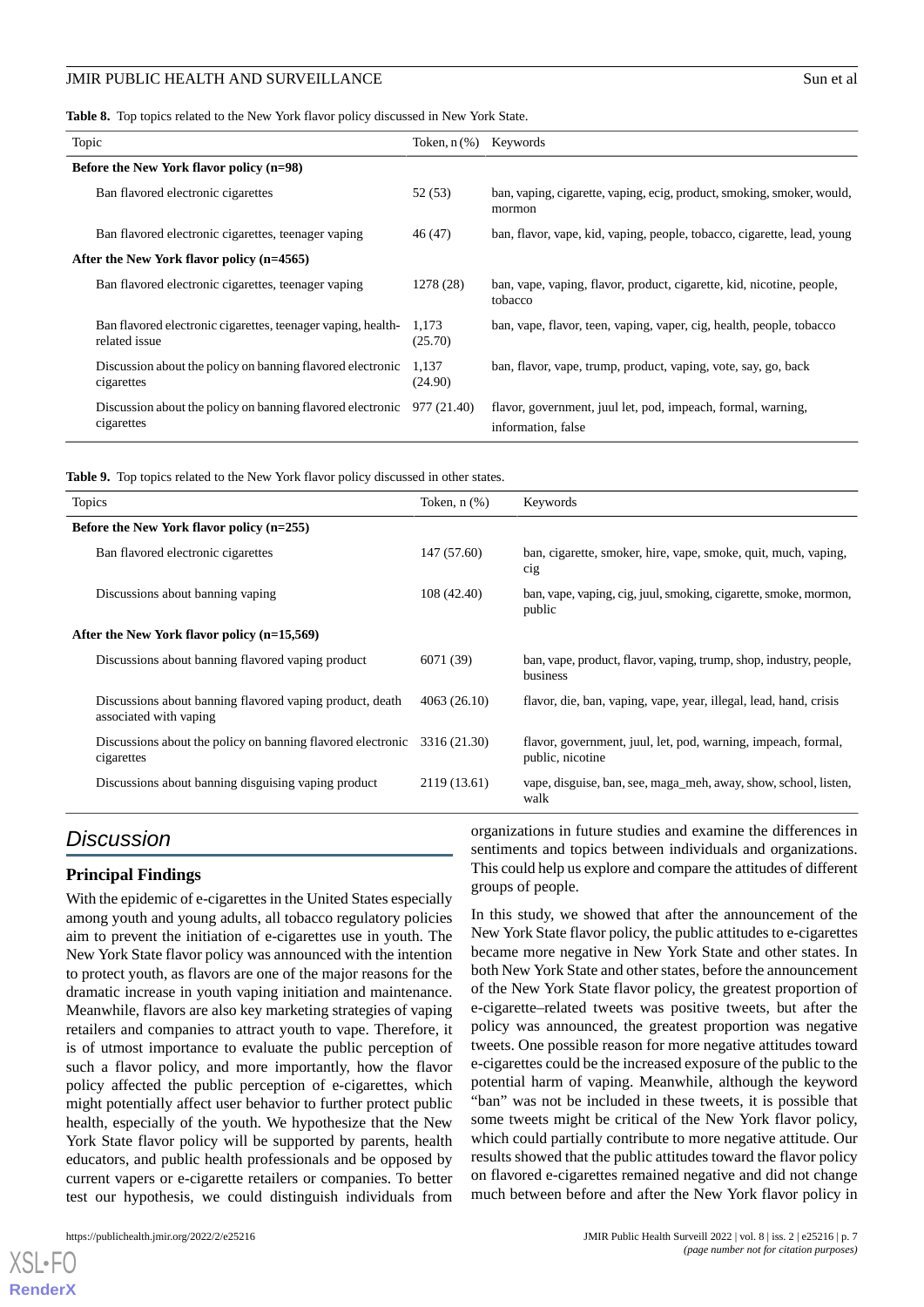**Table 8.** Top topics related to the New York flavor policy discussed in New York State.

| Topic | Token, n (%) | Keywords |
|---|---|---|
| **Before the New York flavor policy (n=98)** | | |
| Ban flavored electronic cigarettes | 52 (53) | ban, vaping, cigarette, vaping, ecig, product, smoking, smoker, would, mormon |
| Ban flavored electronic cigarettes, teenager vaping | 46 (47) | ban, flavor, vape, kid, vaping, people, tobacco, cigarette, lead, young |
| **After the New York flavor policy (n=4565)** | | |
| Ban flavored electronic cigarettes, teenager vaping | 1278 (28) | ban, vape, vaping, flavor, product, cigarette, kid, nicotine, people, tobacco |
| Ban flavored electronic cigarettes, teenager vaping, health-related issue | 1,173 (25.70) | ban, vape, flavor, teen, vaping, vaper, cig, health, people, tobacco |
| Discussion about the policy on banning flavored electronic cigarettes | 1,137 (24.90) | ban, flavor, vape, trump, product, vaping, vote, say, go, back |
| Discussion about the policy on banning flavored electronic cigarettes | 977 (21.40) | flavor, government, juul let, pod, impeach, formal, warning, information, false |

**Table 9.** Top topics related to the New York flavor policy discussed in other states.

| Topics | Token, n (%) | Keywords |
|---|---|---|
| **Before the New York flavor policy (n=255)** | | |
| Ban flavored electronic cigarettes | 147 (57.60) | ban, cigarette, smoker, hire, vape, smoke, quit, much, vaping, cig |
| Discussions about banning vaping | 108 (42.40) | ban, vape, vaping, cig, juul, smoking, cigarette, smoke, mormon, public |
| **After the New York flavor policy (n=15,569)** | | |
| Discussions about banning flavored vaping product | 6071 (39) | ban, vape, product, flavor, vaping, trump, shop, industry, people, business |
| Discussions about banning flavored vaping product, death associated with vaping | 4063 (26.10) | flavor, die, ban, vaping, vape, year, illegal, lead, hand, crisis |
| Discussions about the policy on banning flavored electronic cigarettes | 3316 (21.30) | flavor, government, juul, let, pod, warning, impeach, formal, public, nicotine |
| Discussions about banning disguising vaping product | 2119 (13.61) | vape, disguise, ban, see, maga_meh, away, show, school, listen, walk |

# Discussion

## Principal Findings

With the epidemic of e-cigarettes in the United States especially among youth and young adults, all tobacco regulatory policies aim to prevent the initiation of e-cigarettes use in youth. The New York State flavor policy was announced with the intention to protect youth, as flavors are one of the major reasons for the dramatic increase in youth vaping initiation and maintenance. Meanwhile, flavors are also key marketing strategies of vaping retailers and companies to attract youth to vape. Therefore, it is of utmost importance to evaluate the public perception of such a flavor policy, and more importantly, how the flavor policy affected the public perception of e-cigarettes, which might potentially affect user behavior to further protect public health, especially of the youth. We hypothesize that the New York State flavor policy will be supported by parents, health educators, and public health professionals and be opposed by current vapers or e-cigarette retailers or companies. To better test our hypothesis, we could distinguish individuals from organizations in future studies and examine the differences in sentiments and topics between individuals and organizations. This could help us explore and compare the attitudes of different groups of people.

In this study, we showed that after the announcement of the New York State flavor policy, the public attitudes to e-cigarettes became more negative in New York State and other states. In both New York State and other states, before the announcement of the New York State flavor policy, the greatest proportion of e-cigarette–related tweets was positive tweets, but after the policy was announced, the greatest proportion was negative tweets. One possible reason for more negative attitudes toward e-cigarettes could be the increased exposure of the public to the potential harm of vaping. Meanwhile, although the keyword "ban" was not be included in these tweets, it is possible that some tweets might be critical of the New York flavor policy, which could partially contribute to more negative attitude. Our results showed that the public attitudes toward the flavor policy on flavored e-cigarettes remained negative and did not change much between before and after the New York flavor policy in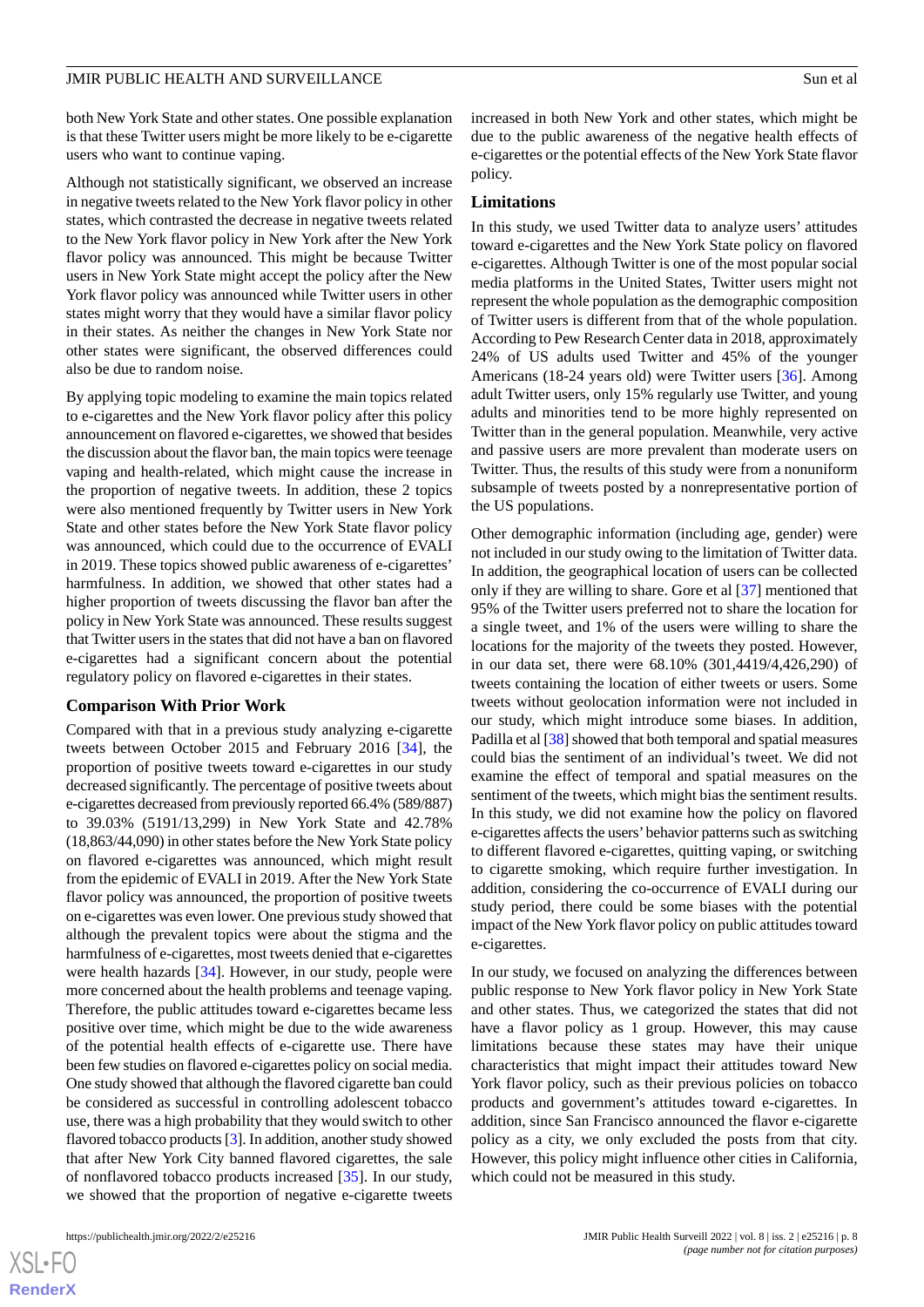both New York State and other states. One possible explanation is that these Twitter users might be more likely to be e-cigarette users who want to continue vaping.

Although not statistically significant, we observed an increase in negative tweets related to the New York flavor policy in other states, which contrasted the decrease in negative tweets related to the New York flavor policy in New York after the New York flavor policy was announced. This might be because Twitter users in New York State might accept the policy after the New York flavor policy was announced while Twitter users in other states might worry that they would have a similar flavor policy in their states. As neither the changes in New York State nor other states were significant, the observed differences could also be due to random noise.

By applying topic modeling to examine the main topics related to e-cigarettes and the New York flavor policy after this policy announcement on flavored e-cigarettes, we showed that besides the discussion about the flavor ban, the main topics were teenage vaping and health-related, which might cause the increase in the proportion of negative tweets. In addition, these 2 topics were also mentioned frequently by Twitter users in New York State and other states before the New York State flavor policy was announced, which could due to the occurrence of EVALI in 2019. These topics showed public awareness of e-cigarettes' harmfulness. In addition, we showed that other states had a higher proportion of tweets discussing the flavor ban after the policy in New York State was announced. These results suggest that Twitter users in the states that did not have a ban on flavored e-cigarettes had a significant concern about the potential regulatory policy on flavored e-cigarettes in their states.

### Comparison With Prior Work

Compared with that in a previous study analyzing e-cigarette tweets between October 2015 and February 2016 [34], the proportion of positive tweets toward e-cigarettes in our study decreased significantly. The percentage of positive tweets about e-cigarettes decreased from previously reported 66.4% (589/887) to 39.03% (5191/13,299) in New York State and 42.78% (18,863/44,090) in other states before the New York State policy on flavored e-cigarettes was announced, which might result from the epidemic of EVALI in 2019. After the New York State flavor policy was announced, the proportion of positive tweets on e-cigarettes was even lower. One previous study showed that although the prevalent topics were about the stigma and the harmfulness of e-cigarettes, most tweets denied that e-cigarettes were health hazards [34]. However, in our study, people were more concerned about the health problems and teenage vaping. Therefore, the public attitudes toward e-cigarettes became less positive over time, which might be due to the wide awareness of the potential health effects of e-cigarette use. There have been few studies on flavored e-cigarettes policy on social media. One study showed that although the flavored cigarette ban could be considered as successful in controlling adolescent tobacco use, there was a high probability that they would switch to other flavored tobacco products [3]. In addition, another study showed that after New York City banned flavored cigarettes, the sale of nonflavored tobacco products increased [35]. In our study, we showed that the proportion of negative e-cigarette tweets increased in both New York and other states, which might be due to the public awareness of the negative health effects of e-cigarettes or the potential effects of the New York State flavor policy.

### Limitations

In this study, we used Twitter data to analyze users' attitudes toward e-cigarettes and the New York State policy on flavored e-cigarettes. Although Twitter is one of the most popular social media platforms in the United States, Twitter users might not represent the whole population as the demographic composition of Twitter users is different from that of the whole population. According to Pew Research Center data in 2018, approximately 24% of US adults used Twitter and 45% of the younger Americans (18-24 years old) were Twitter users [36]. Among adult Twitter users, only 15% regularly use Twitter, and young adults and minorities tend to be more highly represented on Twitter than in the general population. Meanwhile, very active and passive users are more prevalent than moderate users on Twitter. Thus, the results of this study were from a nonuniform subsample of tweets posted by a nonrepresentative portion of the US populations.

Other demographic information (including age, gender) were not included in our study owing to the limitation of Twitter data. In addition, the geographical location of users can be collected only if they are willing to share. Gore et al [37] mentioned that 95% of the Twitter users preferred not to share the location for a single tweet, and 1% of the users were willing to share the locations for the majority of the tweets they posted. However, in our data set, there were 68.10% (301,4419/4,426,290) of tweets containing the location of either tweets or users. Some tweets without geolocation information were not included in our study, which might introduce some biases. In addition, Padilla et al [38] showed that both temporal and spatial measures could bias the sentiment of an individual's tweet. We did not examine the effect of temporal and spatial measures on the sentiment of the tweets, which might bias the sentiment results. In this study, we did not examine how the policy on flavored e-cigarettes affects the users' behavior patterns such as switching to different flavored e-cigarettes, quitting vaping, or switching to cigarette smoking, which require further investigation. In addition, considering the co-occurrence of EVALI during our study period, there could be some biases with the potential impact of the New York flavor policy on public attitudes toward e-cigarettes.

In our study, we focused on analyzing the differences between public response to New York flavor policy in New York State and other states. Thus, we categorized the states that did not have a flavor policy as 1 group. However, this may cause limitations because these states may have their unique characteristics that might impact their attitudes toward New York flavor policy, such as their previous policies on tobacco products and government's attitudes toward e-cigarettes. In addition, since San Francisco announced the flavor e-cigarette policy as a city, we only excluded the posts from that city. However, this policy might influence other cities in California, which could not be measured in this study.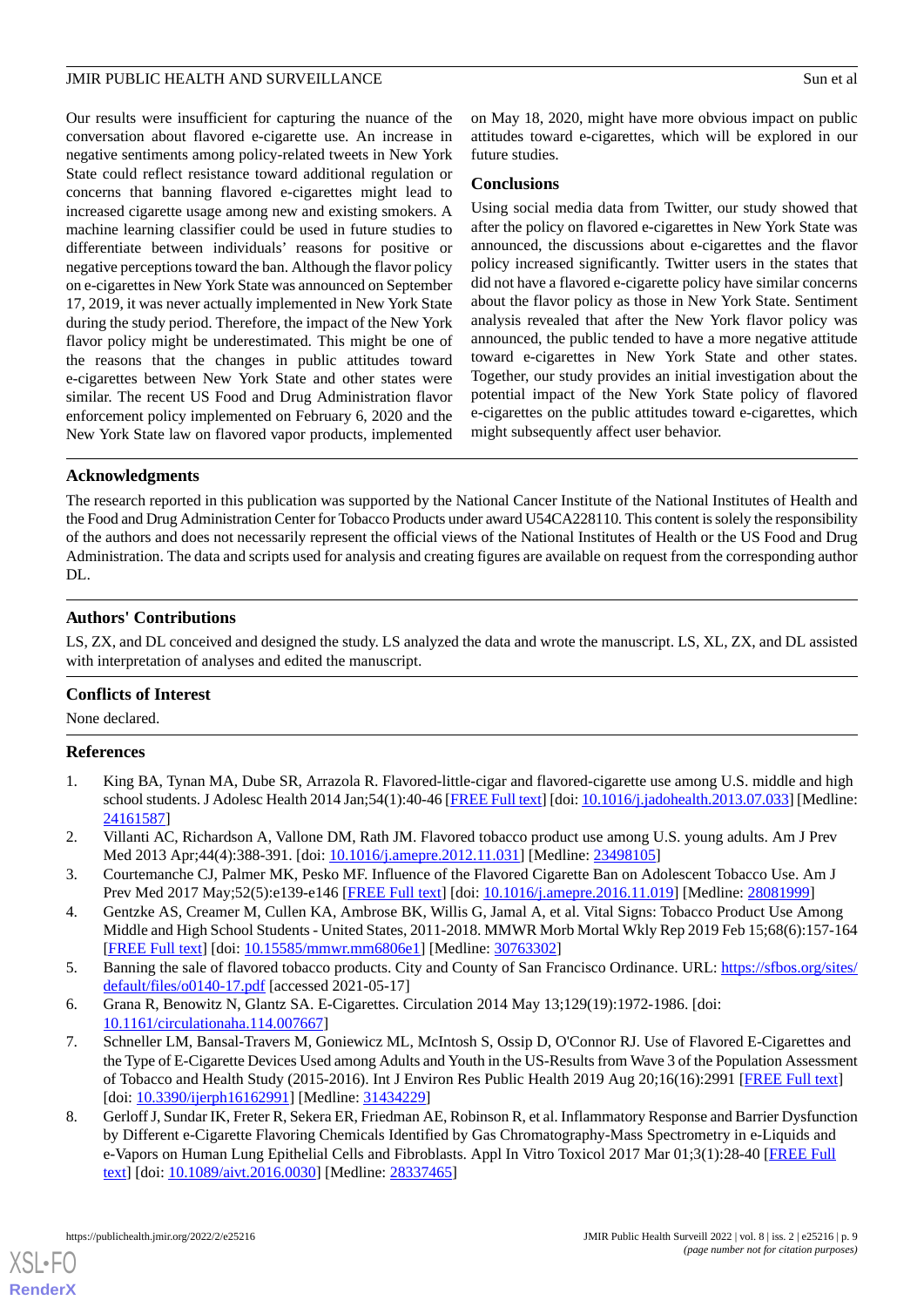Our results were insufficient for capturing the nuance of the conversation about flavored e-cigarette use. An increase in negative sentiments among policy-related tweets in New York State could reflect resistance toward additional regulation or concerns that banning flavored e-cigarettes might lead to increased cigarette usage among new and existing smokers. A machine learning classifier could be used in future studies to differentiate between individuals' reasons for positive or negative perceptions toward the ban. Although the flavor policy on e-cigarettes in New York State was announced on September 17, 2019, it was never actually implemented in New York State during the study period. Therefore, the impact of the New York flavor policy might be underestimated. This might be one of the reasons that the changes in public attitudes toward e-cigarettes between New York State and other states were similar. The recent US Food and Drug Administration flavor enforcement policy implemented on February 6, 2020 and the New York State law on flavored vapor products, implemented on May 18, 2020, might have more obvious impact on public attitudes toward e-cigarettes, which will be explored in our future studies.

## Conclusions

Using social media data from Twitter, our study showed that after the policy on flavored e-cigarettes in New York State was announced, the discussions about e-cigarettes and the flavor policy increased significantly. Twitter users in the states that did not have a flavored e-cigarette policy have similar concerns about the flavor policy as those in New York State. Sentiment analysis revealed that after the New York flavor policy was announced, the public tended to have a more negative attitude toward e-cigarettes in New York State and other states. Together, our study provides an initial investigation about the potential impact of the New York State policy of flavored e-cigarettes on the public attitudes toward e-cigarettes, which might subsequently affect user behavior.

## Acknowledgments

The research reported in this publication was supported by the National Cancer Institute of the National Institutes of Health and the Food and Drug Administration Center for Tobacco Products under award U54CA228110. This content is solely the responsibility of the authors and does not necessarily represent the official views of the National Institutes of Health or the US Food and Drug Administration. The data and scripts used for analysis and creating figures are available on request from the corresponding author DL.

## Authors' Contributions

LS, ZX, and DL conceived and designed the study. LS analyzed the data and wrote the manuscript. LS, XL, ZX, and DL assisted with interpretation of analyses and edited the manuscript.

## Conflicts of Interest

None declared.

## References

1. King BA, Tynan MA, Dube SR, Arrazola R. Flavored-little-cigar and flavored-cigarette use among U.S. middle and high school students. J Adolesc Health 2014 Jan;54(1):40-46 [FREE Full text] [doi: 10.1016/j.jadohealth.2013.07.033] [Medline: 24161587]
2. Villanti AC, Richardson A, Vallone DM, Rath JM. Flavored tobacco product use among U.S. young adults. Am J Prev Med 2013 Apr;44(4):388-391. [doi: 10.1016/j.amepre.2012.11.031] [Medline: 23498105]
3. Courtemanche CJ, Palmer MK, Pesko MF. Influence of the Flavored Cigarette Ban on Adolescent Tobacco Use. Am J Prev Med 2017 May;52(5):e139-e146 [FREE Full text] [doi: 10.1016/j.amepre.2016.11.019] [Medline: 28081999]
4. Gentzke AS, Creamer M, Cullen KA, Ambrose BK, Willis G, Jamal A, et al. Vital Signs: Tobacco Product Use Among Middle and High School Students - United States, 2011-2018. MMWR Morb Mortal Wkly Rep 2019 Feb 15;68(6):157-164 [FREE Full text] [doi: 10.15585/mmwr.mm6806e1] [Medline: 30763302]
5. Banning the sale of flavored tobacco products. City and County of San Francisco Ordinance. URL: https://sfbos.org/sites/default/files/o0140-17.pdf [accessed 2021-05-17]
6. Grana R, Benowitz N, Glantz SA. E-Cigarettes. Circulation 2014 May 13;129(19):1972-1986. [doi: 10.1161/circulationaha.114.007667]
7. Schneller LM, Bansal-Travers M, Goniewicz ML, McIntosh S, Ossip D, O'Connor RJ. Use of Flavored E-Cigarettes and the Type of E-Cigarette Devices Used among Adults and Youth in the US-Results from Wave 3 of the Population Assessment of Tobacco and Health Study (2015-2016). Int J Environ Res Public Health 2019 Aug 20;16(16):2991 [FREE Full text] [doi: 10.3390/ijerph16162991] [Medline: 31434229]
8. Gerloff J, Sundar IK, Freter R, Sekera ER, Friedman AE, Robinson R, et al. Inflammatory Response and Barrier Dysfunction by Different e-Cigarette Flavoring Chemicals Identified by Gas Chromatography-Mass Spectrometry in e-Liquids and e-Vapors on Human Lung Epithelial Cells and Fibroblasts. Appl In Vitro Toxicol 2017 Mar 01;3(1):28-40 [FREE Full text] [doi: 10.1089/aivt.2016.0030] [Medline: 28337465]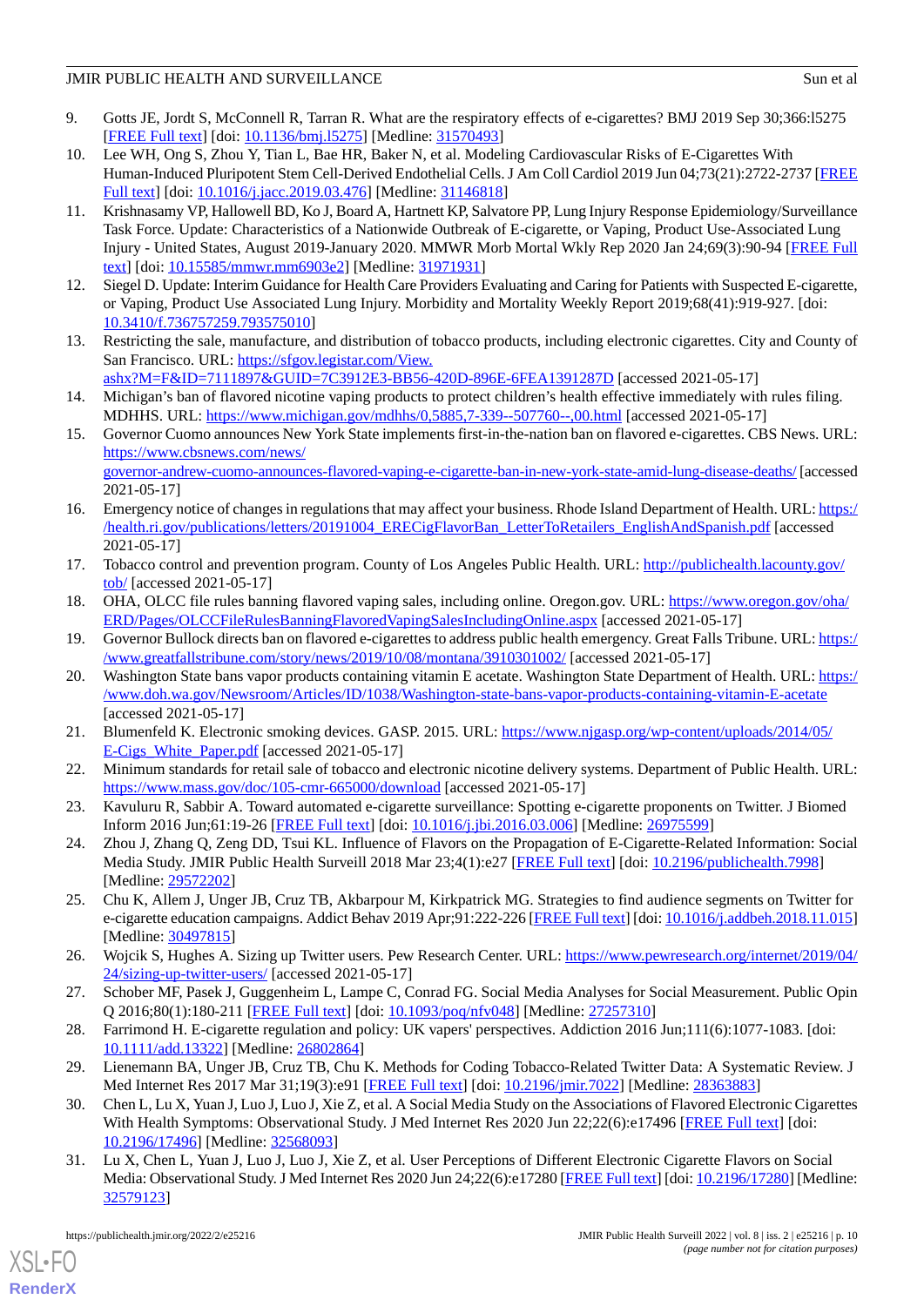9. Gotts JE, Jordt S, McConnell R, Tarran R. What are the respiratory effects of e-cigarettes? BMJ 2019 Sep 30;366:l5275 [FREE Full text] [doi: 10.1136/bmj.l5275] [Medline: 31570493]
10. Lee WH, Ong S, Zhou Y, Tian L, Bae HR, Baker N, et al. Modeling Cardiovascular Risks of E-Cigarettes With Human-Induced Pluripotent Stem Cell-Derived Endothelial Cells. J Am Coll Cardiol 2019 Jun 04;73(21):2722-2737 [FREE Full text] [doi: 10.1016/j.jacc.2019.03.476] [Medline: 31146818]
11. Krishnasamy VP, Hallowell BD, Ko J, Board A, Hartnett KP, Salvatore PP, Lung Injury Response Epidemiology/Surveillance Task Force. Update: Characteristics of a Nationwide Outbreak of E-cigarette, or Vaping, Product Use-Associated Lung Injury - United States, August 2019-January 2020. MMWR Morb Mortal Wkly Rep 2020 Jan 24;69(3):90-94 [FREE Full text] [doi: 10.15585/mmwr.mm6903e2] [Medline: 31971931]
12. Siegel D. Update: Interim Guidance for Health Care Providers Evaluating and Caring for Patients with Suspected E-cigarette, or Vaping, Product Use Associated Lung Injury. Morbidity and Mortality Weekly Report 2019;68(41):919-927. [doi: 10.3410/f.736757259.793575010]
13. Restricting the sale, manufacture, and distribution of tobacco products, including electronic cigarettes. City and County of San Francisco. URL: https://sfgov.legistar.com/View.ashx?M=F&ID=7111897&GUID=7C3912E3-BB56-420D-896E-6FEA1391287D [accessed 2021-05-17]
14. Michigan's ban of flavored nicotine vaping products to protect children's health effective immediately with rules filing. MDHHS. URL: https://www.michigan.gov/mdhhs/0,5885,7-339--507760--,00.html [accessed 2021-05-17]
15. Governor Cuomo announces New York State implements first-in-the-nation ban on flavored e-cigarettes. CBS News. URL: https://www.cbsnews.com/news/governor-andrew-cuomo-announces-flavored-vaping-e-cigarette-ban-in-new-york-state-amid-lung-disease-deaths/ [accessed 2021-05-17]
16. Emergency notice of changes in regulations that may affect your business. Rhode Island Department of Health. URL: https://health.ri.gov/publications/letters/20191004_ERECigFlavorBan_LetterToRetailers_EnglishAndSpanish.pdf [accessed 2021-05-17]
17. Tobacco control and prevention program. County of Los Angeles Public Health. URL: http://publichealth.lacounty.gov/tob/ [accessed 2021-05-17]
18. OHA, OLCC file rules banning flavored vaping sales, including online. Oregon.gov. URL: https://www.oregon.gov/oha/ERD/Pages/OLCCFileRulesBanningFlavoredVapingSalesIncludingOnline.aspx [accessed 2021-05-17]
19. Governor Bullock directs ban on flavored e-cigarettes to address public health emergency. Great Falls Tribune. URL: https://www.greatfallstribune.com/story/news/2019/10/08/montana/3910301002/ [accessed 2021-05-17]
20. Washington State bans vapor products containing vitamin E acetate. Washington State Department of Health. URL: https://www.doh.wa.gov/Newsroom/Articles/ID/1038/Washington-state-bans-vapor-products-containing-vitamin-E-acetate [accessed 2021-05-17]
21. Blumenfeld K. Electronic smoking devices. GASP. 2015. URL: https://www.njgasp.org/wp-content/uploads/2014/05/E-Cigs_White_Paper.pdf [accessed 2021-05-17]
22. Minimum standards for retail sale of tobacco and electronic nicotine delivery systems. Department of Public Health. URL: https://www.mass.gov/doc/105-cmr-665000/download [accessed 2021-05-17]
23. Kavuluru R, Sabbir A. Toward automated e-cigarette surveillance: Spotting e-cigarette proponents on Twitter. J Biomed Inform 2016 Jun;61:19-26 [FREE Full text] [doi: 10.1016/j.jbi.2016.03.006] [Medline: 26975599]
24. Zhou J, Zhang Q, Zeng DD, Tsui KL. Influence of Flavors on the Propagation of E-Cigarette-Related Information: Social Media Study. JMIR Public Health Surveill 2018 Mar 23;4(1):e27 [FREE Full text] [doi: 10.2196/publichealth.7998] [Medline: 29572202]
25. Chu K, Allem J, Unger JB, Cruz TB, Akbarpour M, Kirkpatrick MG. Strategies to find audience segments on Twitter for e-cigarette education campaigns. Addict Behav 2019 Apr;91:222-226 [FREE Full text] [doi: 10.1016/j.addbeh.2018.11.015] [Medline: 30497815]
26. Wojcik S, Hughes A. Sizing up Twitter users. Pew Research Center. URL: https://www.pewresearch.org/internet/2019/04/24/sizing-up-twitter-users/ [accessed 2021-05-17]
27. Schober MF, Pasek J, Guggenheim L, Lampe C, Conrad FG. Social Media Analyses for Social Measurement. Public Opin Q 2016;80(1):180-211 [FREE Full text] [doi: 10.1093/poq/nfv048] [Medline: 27257310]
28. Farrimond H. E-cigarette regulation and policy: UK vapers' perspectives. Addiction 2016 Jun;111(6):1077-1083. [doi: 10.1111/add.13322] [Medline: 26802864]
29. Lienemann BA, Unger JB, Cruz TB, Chu K. Methods for Coding Tobacco-Related Twitter Data: A Systematic Review. J Med Internet Res 2017 Mar 31;19(3):e91 [FREE Full text] [doi: 10.2196/jmir.7022] [Medline: 28363883]
30. Chen L, Lu X, Yuan J, Luo J, Luo J, Xie Z, et al. A Social Media Study on the Associations of Flavored Electronic Cigarettes With Health Symptoms: Observational Study. J Med Internet Res 2020 Jun 22;22(6):e17496 [FREE Full text] [doi: 10.2196/17496] [Medline: 32568093]
31. Lu X, Chen L, Yuan J, Luo J, Luo J, Xie Z, et al. User Perceptions of Different Electronic Cigarette Flavors on Social Media: Observational Study. J Med Internet Res 2020 Jun 24;22(6):e17280 [FREE Full text] [doi: 10.2196/17280] [Medline: 32579123]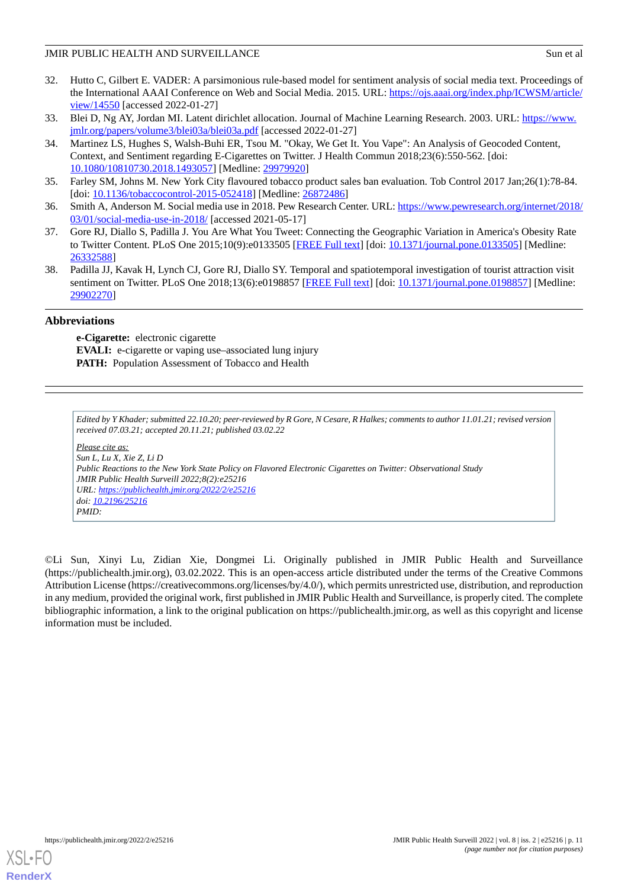32. Hutto C, Gilbert E. VADER: A parsimonious rule-based model for sentiment analysis of social media text. Proceedings of the International AAAI Conference on Web and Social Media. 2015. URL: [https://ojs.aaai.org/index.php/ICWSM/article/view/14550](https://ojs.aaai.org/index.php/ICWSM/article/view/14550) [accessed 2022-01-27]
33. Blei D, Ng AY, Jordan MI. Latent dirichlet allocation. Journal of Machine Learning Research. 2003. URL: [https://www.jmlr.org/papers/volume3/blei03a/blei03a.pdf](https://www.jmlr.org/papers/volume3/blei03a/blei03a.pdf) [accessed 2022-01-27]
34. Martinez LS, Hughes S, Walsh-Buhi ER, Tsou M. "Okay, We Get It. You Vape": An Analysis of Geocoded Content, Context, and Sentiment regarding E-Cigarettes on Twitter. J Health Commun 2018;23(6):550-562. [doi: 10.1080/10810730.2018.1493057] [Medline: 29979920]
35. Farley SM, Johns M. New York City flavoured tobacco product sales ban evaluation. Tob Control 2017 Jan;26(1):78-84. [doi: 10.1136/tobaccocontrol-2015-052418] [Medline: 26872486]
36. Smith A, Anderson M. Social media use in 2018. Pew Research Center. URL: [https://www.pewresearch.org/internet/2018/03/01/social-media-use-in-2018/](https://www.pewresearch.org/internet/2018/03/01/social-media-use-in-2018/) [accessed 2021-05-17]
37. Gore RJ, Diallo S, Padilla J. You Are What You Tweet: Connecting the Geographic Variation in America's Obesity Rate to Twitter Content. PLoS One 2015;10(9):e0133505 [FREE Full text] [doi: 10.1371/journal.pone.0133505] [Medline: 26332588]
38. Padilla JJ, Kavak H, Lynch CJ, Gore RJ, Diallo SY. Temporal and spatiotemporal investigation of tourist attraction visit sentiment on Twitter. PLoS One 2018;13(6):e0198857 [FREE Full text] [doi: 10.1371/journal.pone.0198857] [Medline: 29902270]

## Abbreviations

**e-Cigarette:** electronic cigarette
**EVALI:** e-cigarette or vaping use–associated lung injury
**PATH:** Population Assessment of Tobacco and Health

*Edited by Y Khader; submitted 22.10.20; peer-reviewed by R Gore, N Cesare, R Halkes; comments to author 11.01.21; revised version received 07.03.21; accepted 20.11.21; published 03.02.22*

*Please cite as:*
*Sun L, Lu X, Xie Z, Li D*
*Public Reactions to the New York State Policy on Flavored Electronic Cigarettes on Twitter: Observational Study*
*JMIR Public Health Surveill 2022;8(2):e25216*
*URL: [https://publichealth.jmir.org/2022/2/e25216](https://publichealth.jmir.org/2022/2/e25216)*
*doi: 10.2196/25216*
*PMID:*

©Li Sun, Xinyi Lu, Zidian Xie, Dongmei Li. Originally published in JMIR Public Health and Surveillance (https://publichealth.jmir.org), 03.02.2022. This is an open-access article distributed under the terms of the Creative Commons Attribution License (https://creativecommons.org/licenses/by/4.0/), which permits unrestricted use, distribution, and reproduction in any medium, provided the original work, first published in JMIR Public Health and Surveillance, is properly cited. The complete bibliographic information, a link to the original publication on https://publichealth.jmir.org, as well as this copyright and license information must be included.